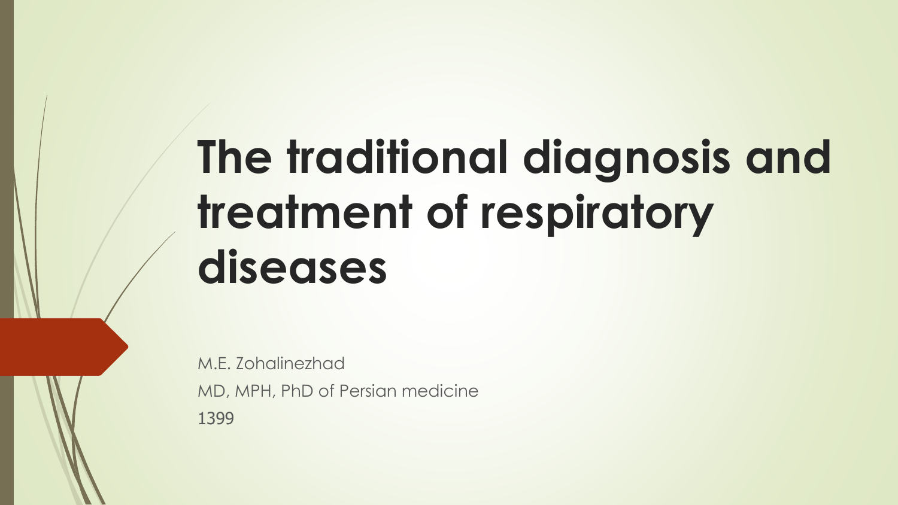# The traditional diagnosis and treatment of respiratory diseases

M.E. Zohalinezhad

MD, MPH, PhD of Persian medicine

1399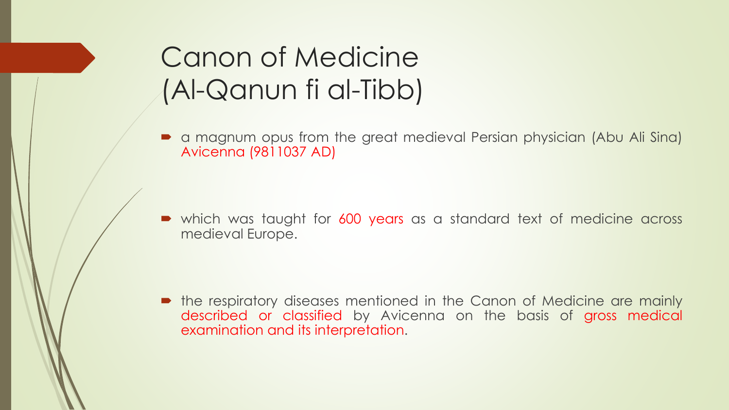# Canon of Medicine (Al-Qanun fi al-Tibb)

- a magnum opus from the great medieval Persian physician (Abu Ali Sina) Avicenna (9811037 AD)

- which was taught for 600 years as a standard text of medicine across medieval Europe.

- the respiratory diseases mentioned in the Canon of Medicine are mainly described or classified by Avicenna on the basis of gross medical examination and its interpretation.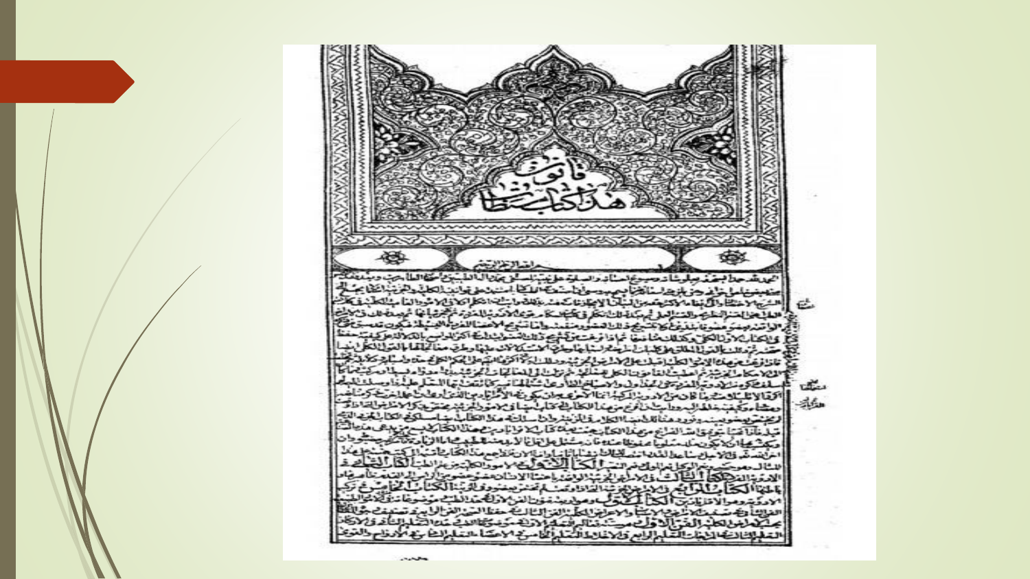قانون

بسم الله الرحمن الرحيم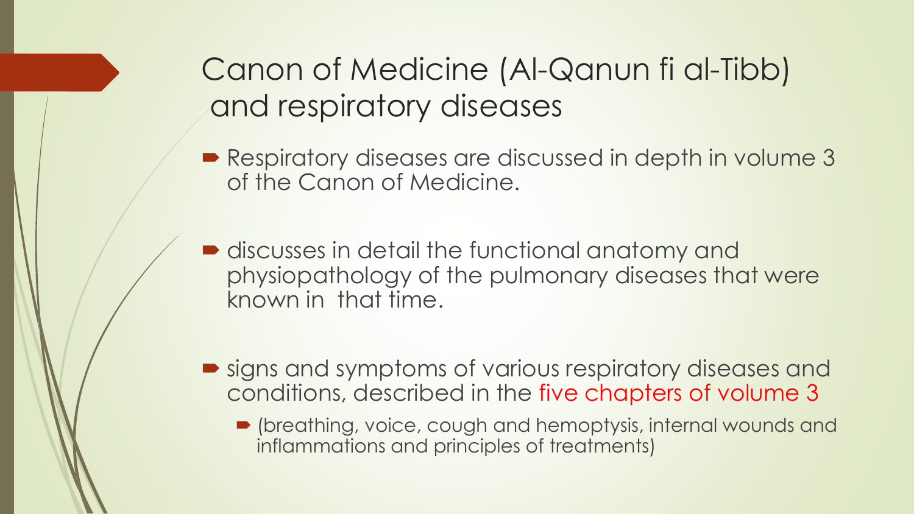# Canon of Medicine (Al-Qanun fi al-Tibb) and respiratory diseases

- Respiratory diseases are discussed in depth in volume 3 of the Canon of Medicine.
- discusses in detail the functional anatomy and physiopathology of the pulmonary diseases that were known in that time.
- signs and symptoms of various respiratory diseases and conditions, described in the five chapters of volume 3
  - (breathing, voice, cough and hemoptysis, internal wounds and inflammations and principles of treatments)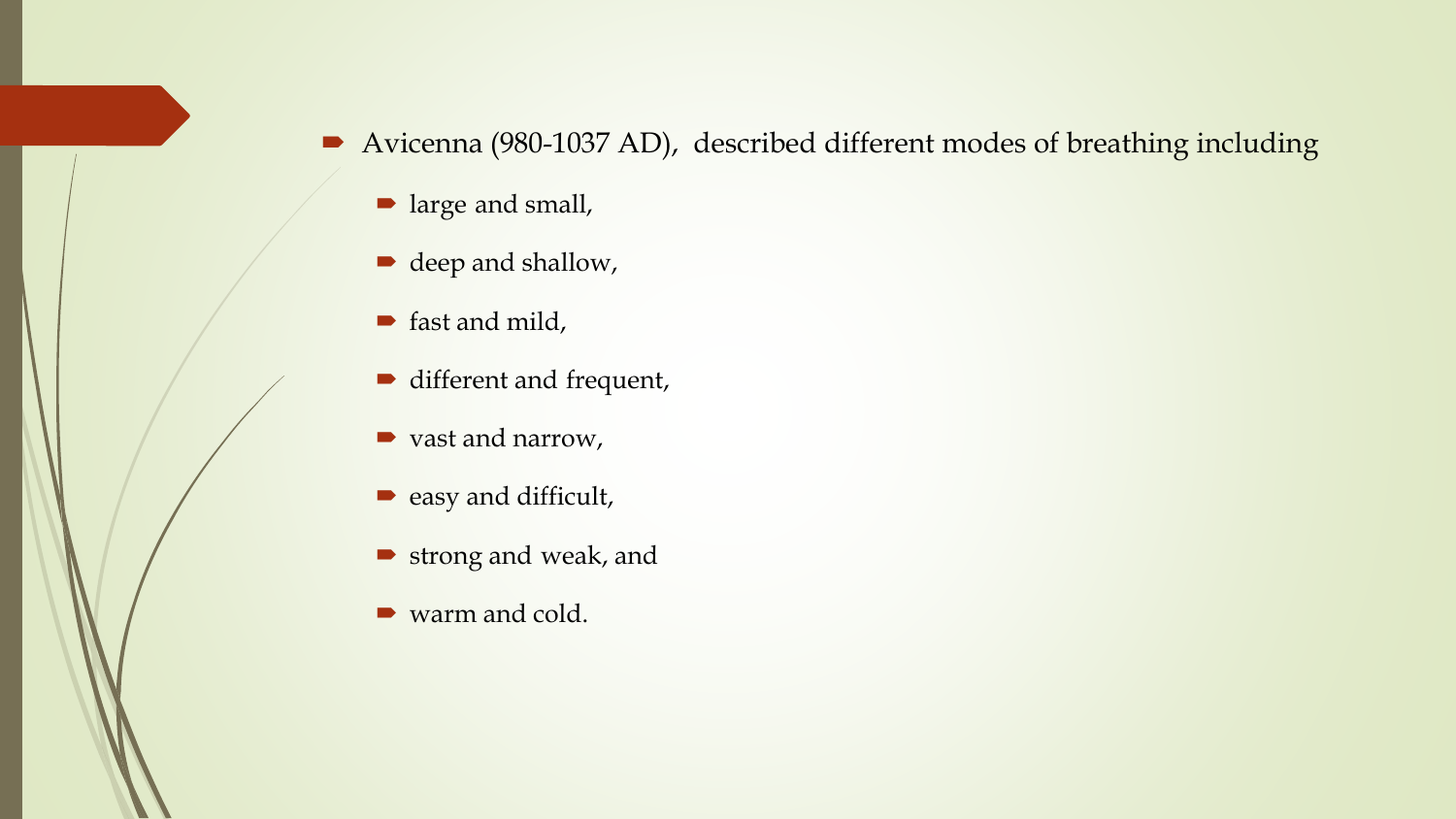- Avicenna (980-1037 AD), described different modes of breathing including
  - large and small,
  - deep and shallow,
  - fast and mild,
  - different and frequent,
  - vast and narrow,
  - easy and difficult,
  - strong and weak, and
  - warm and cold.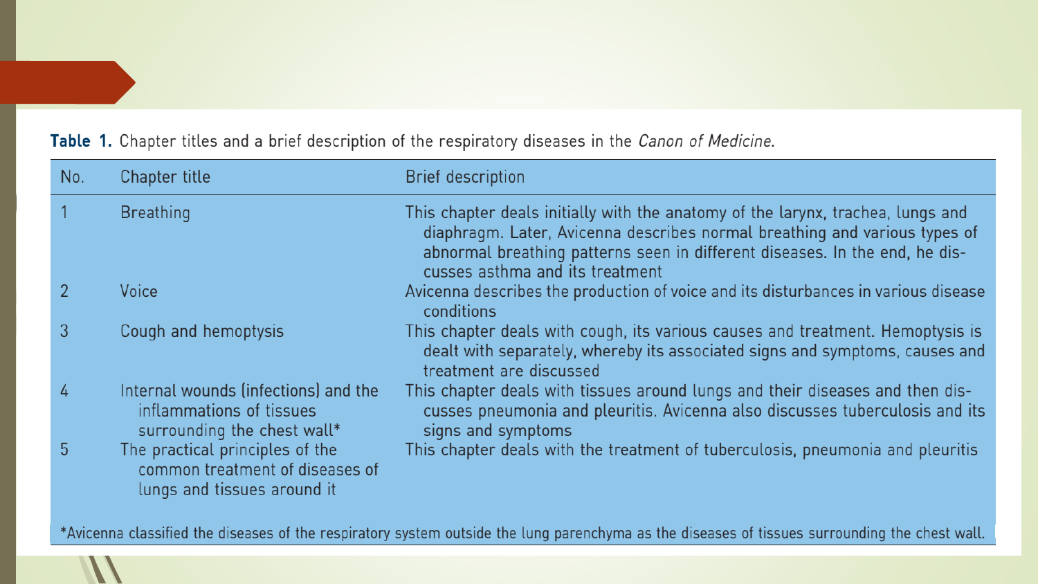**Table 1.** Chapter titles and a brief description of the respiratory diseases in the *Canon of Medicine*.

| No. | Chapter title | Brief description |
| --- | --- | --- |
| 1 | Breathing | This chapter deals initially with the anatomy of the larynx, trachea, lungs and diaphragm. Later, Avicenna describes normal breathing and various types of abnormal breathing patterns seen in different diseases. In the end, he discusses asthma and its treatment |
| 2 | Voice | Avicenna describes the production of voice and its disturbances in various disease conditions |
| 3 | Cough and hemoptysis | This chapter deals with cough, its various causes and treatment. Hemoptysis is dealt with separately, whereby its associated signs and symptoms, causes and treatment are discussed |
| 4 | Internal wounds (infections) and the inflammations of tissues surrounding the chest wall* | This chapter deals with tissues around lungs and their diseases and then discusses pneumonia and pleuritis. Avicenna also discusses tuberculosis and its signs and symptoms |
| 5 | The practical principles of the common treatment of diseases of lungs and tissues around it | This chapter deals with the treatment of tuberculosis, pneumonia and pleuritis |

*Avicenna classified the diseases of the respiratory system outside the lung parenchyma as the diseases of tissues surrounding the chest wall.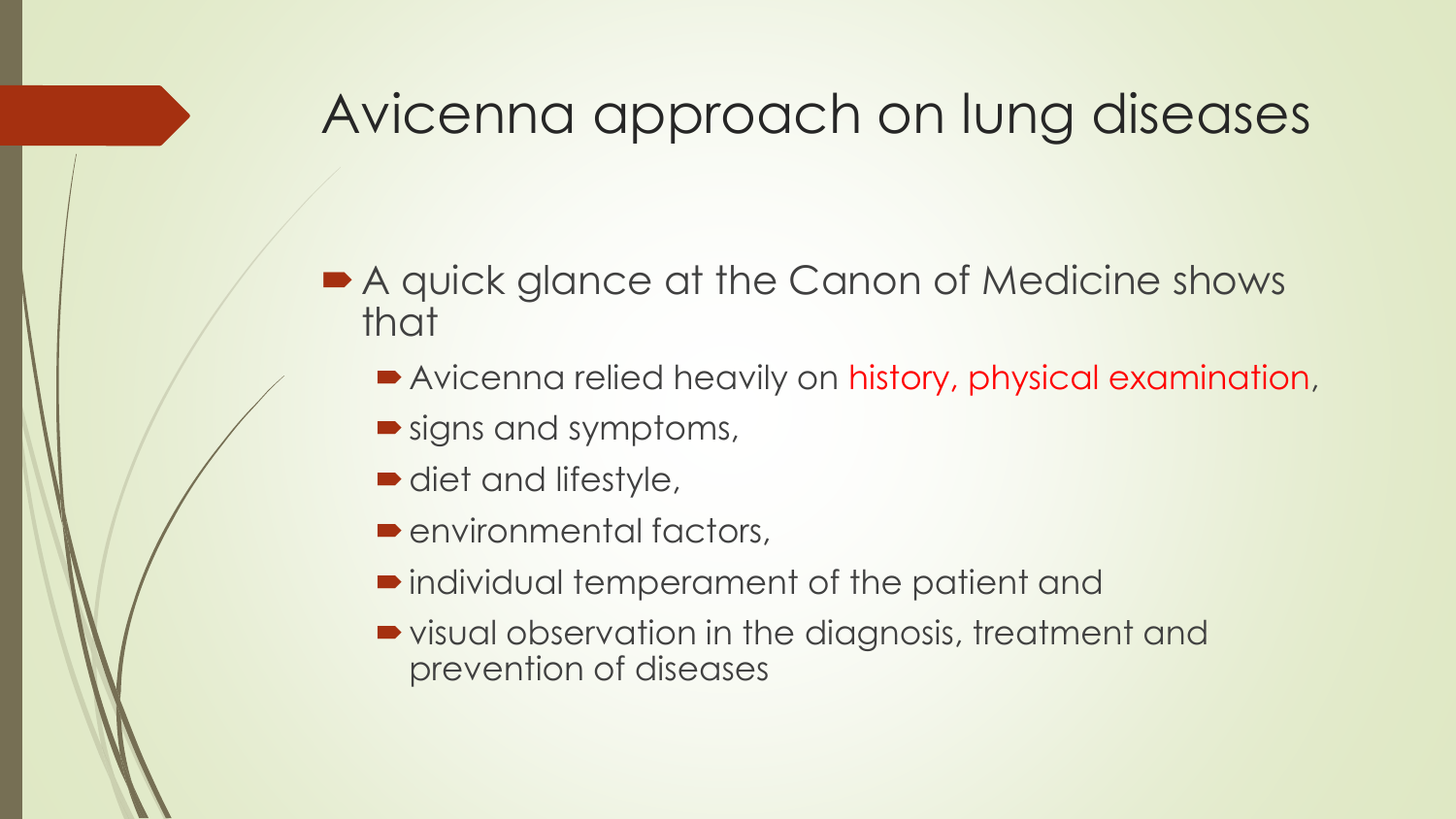# Avicenna approach on lung diseases

- A quick glance at the Canon of Medicine shows that
  - Avicenna relied heavily on history, physical examination,
  - signs and symptoms,
  - diet and lifestyle,
  - environmental factors,
  - individual temperament of the patient and
  - visual observation in the diagnosis, treatment and prevention of diseases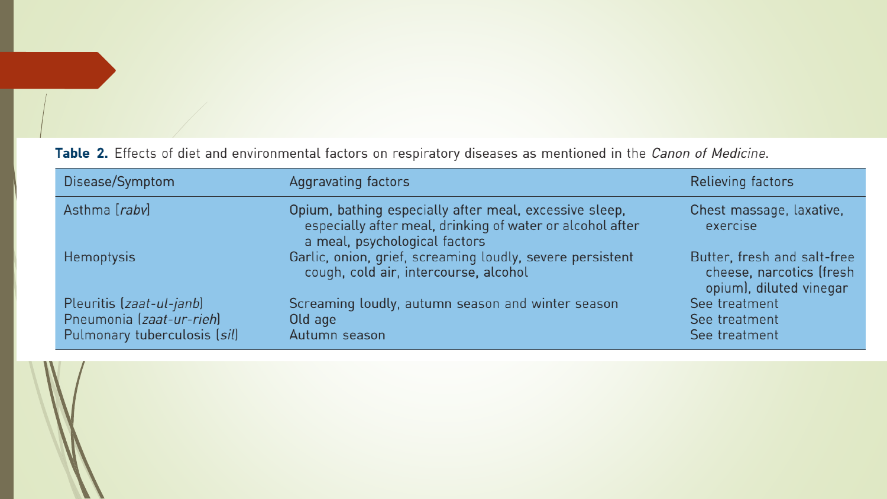**Table 2.** Effects of diet and environmental factors on respiratory diseases as mentioned in the *Canon of Medicine*.

| Disease/Symptom | Aggravating factors | Relieving factors |
| --- | --- | --- |
| Asthma [*rabv*] | Opium, bathing especially after meal, excessive sleep, especially after meal, drinking of water or alcohol after a meal, psychological factors | Chest massage, laxative, exercise |
| Hemoptysis | Garlic, onion, grief, screaming loudly, severe persistent cough, cold air, intercourse, alcohol | Butter, fresh and salt-free cheese, narcotics (fresh opium), diluted vinegar |
| Pleuritis (*zaat-ul-janb*) | Screaming loudly, autumn season and winter season | See treatment |
| Pneumonia (*zaat-ur-rieh*) | Old age | See treatment |
| Pulmonary tuberculosis (*sil*) | Autumn season | See treatment |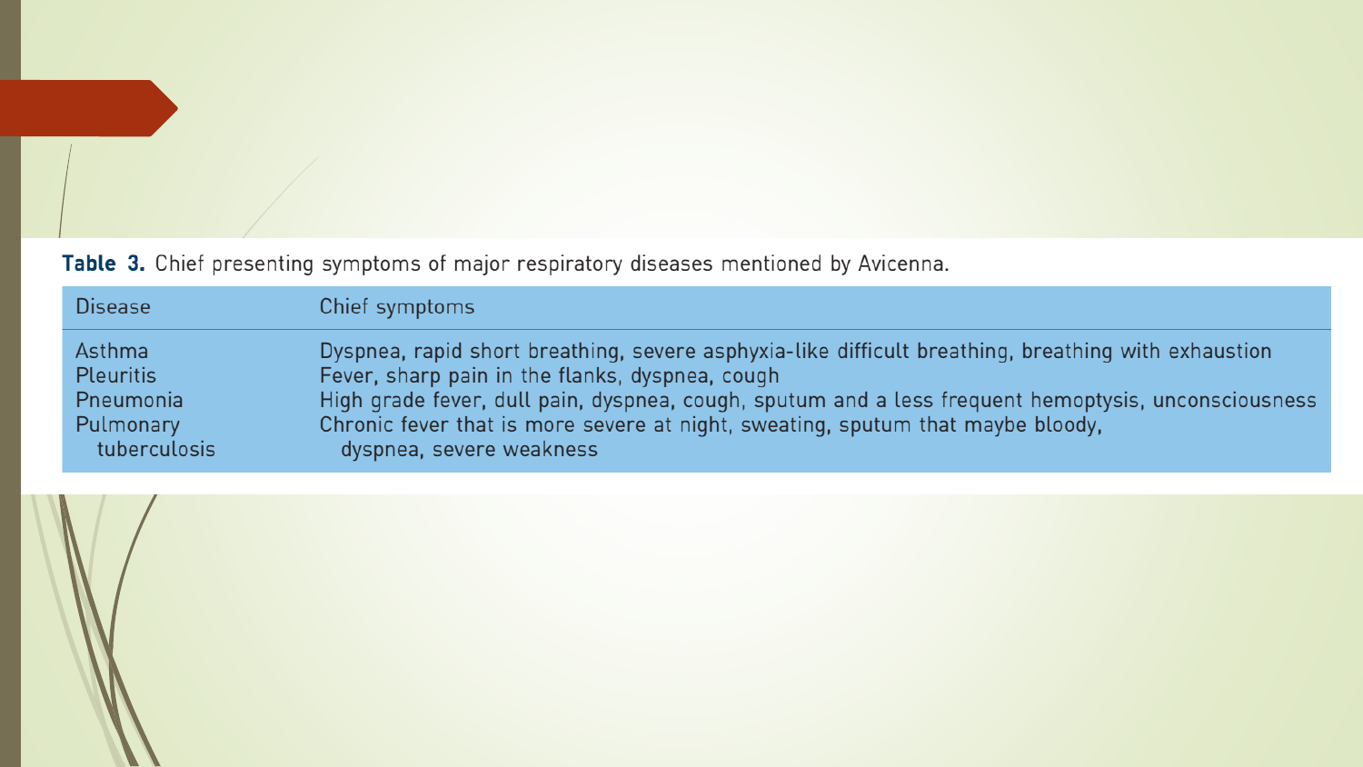**Table 3.** Chief presenting symptoms of major respiratory diseases mentioned by Avicenna.

| Disease | Chief symptoms |
| --- | --- |
| Asthma | Dyspnea, rapid short breathing, severe asphyxia-like difficult breathing, breathing with exhaustion |
| Pleuritis | Fever, sharp pain in the flanks, dyspnea, cough |
| Pneumonia | High grade fever, dull pain, dyspnea, cough, sputum and a less frequent hemoptysis, unconsciousness |
| Pulmonary tuberculosis | Chronic fever that is more severe at night, sweating, sputum that maybe bloody, dyspnea, severe weakness |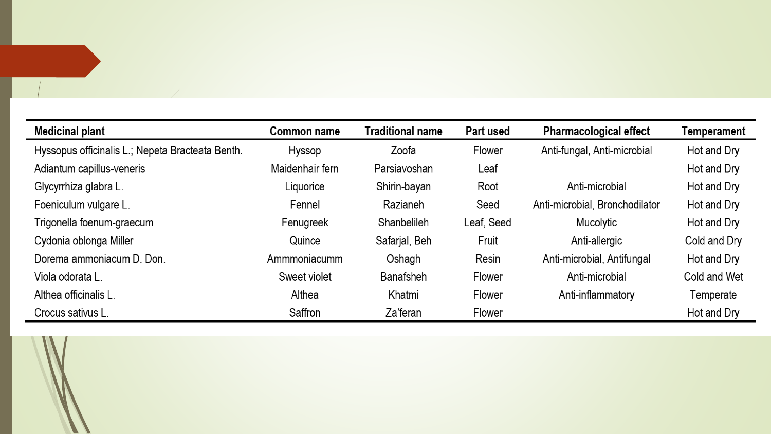| Medicinal plant | Common name | Traditional name | Part used | Pharmacological effect | Temperament |
|---|---|---|---|---|---|
| Hyssopus officinalis L.; Nepeta Bracteata Benth. | Hyssop | Zoofa | Flower | Anti-fungal, Anti-microbial | Hot and Dry |
| Adiantum capillus-veneris | Maidenhair fern | Parsiavoshan | Leaf | | Hot and Dry |
| Glycyrrhiza glabra L. | Liquorice | Shirin-bayan | Root | Anti-microbial | Hot and Dry |
| Foeniculum vulgare L. | Fennel | Razianeh | Seed | Anti-microbial, Bronchodilator | Hot and Dry |
| Trigonella foenum-graecum | Fenugreek | Shanbelileh | Leaf, Seed | Mucolytic | Hot and Dry |
| Cydonia oblonga Miller | Quince | Safarjal, Beh | Fruit | Anti-allergic | Cold and Dry |
| Dorema ammoniacum D. Don. | Ammmoniacumm | Oshagh | Resin | Anti-microbial, Antifungal | Hot and Dry |
| Viola odorata L. | Sweet violet | Banafsheh | Flower | Anti-microbial | Cold and Wet |
| Althea officinalis L. | Althea | Khatmi | Flower | Anti-inflammatory | Temperate |
| Crocus sativus L. | Saffron | Za'feran | Flower | | Hot and Dry |